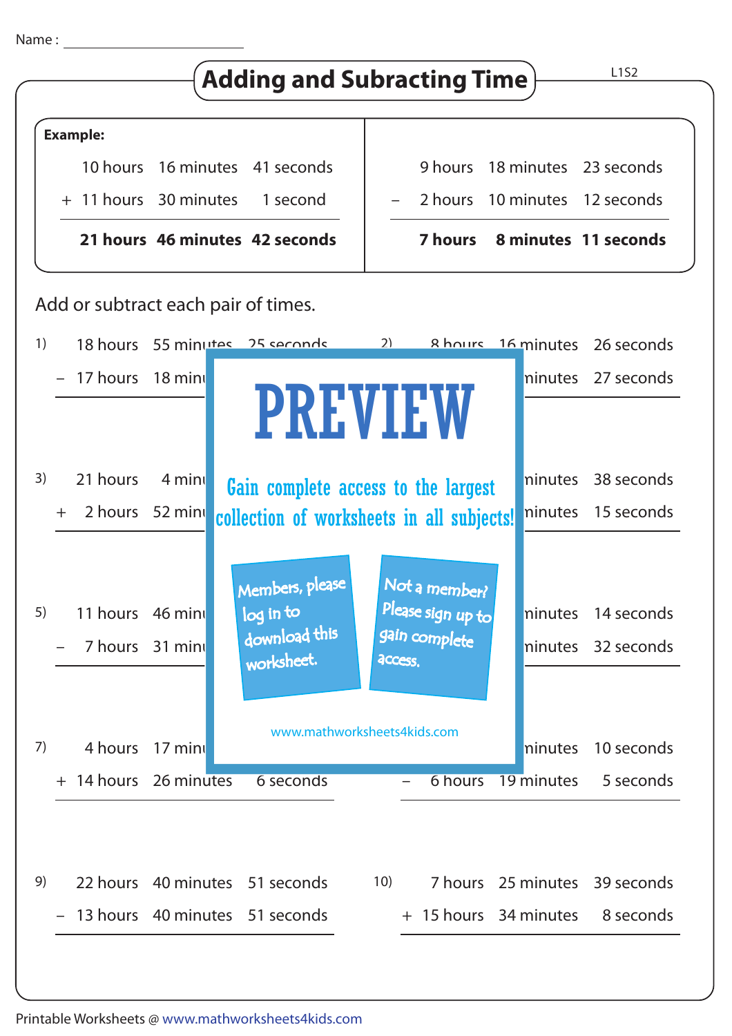Name : ____________________

# Adding and Subracting Time

L1S2

**Example:**

| | hours | minutes | seconds |
|---|---|---|---|
| | 10 hours | 16 minutes | 41 seconds |
| + | 11 hours | 30 minutes | 1 second |
| | **21 hours** | **46 minutes** | **42 seconds** |

| | hours | minutes | seconds |
|---|---|---|---|
| | 9 hours | 18 minutes | 23 seconds |
| − | 2 hours | 10 minutes | 12 seconds |
| | **7 hours** | **8 minutes** | **11 seconds** |

Add or subtract each pair of times.

1)
18 hours 55 minutes 25 seconds
− 17 hours 18 minu

2)
8 hours 16 minutes 26 seconds
minutes 27 seconds

3)
21 hours 4 minu
+ 2 hours 52 minu

minutes 38 seconds
minutes 15 seconds

5)
11 hours 46 minu
− 7 hours 31 minu

minutes 14 seconds
minutes 32 seconds

7)
4 hours 17 minu
+ 14 hours 26 minutes 6 seconds

minutes 10 seconds
− 6 hours 19 minutes 5 seconds

PREVIEW

Gain complete access to the largest collection of worksheets in all subjects!

Members, please log in to download this worksheet.

Not a member? Please sign up to gain complete access.

www.mathworksheets4kids.com

9)
22 hours 40 minutes 51 seconds
− 13 hours 40 minutes 51 seconds

10)
7 hours 25 minutes 39 seconds
+ 15 hours 34 minutes 8 seconds

Printable Worksheets @ www.mathworksheets4kids.com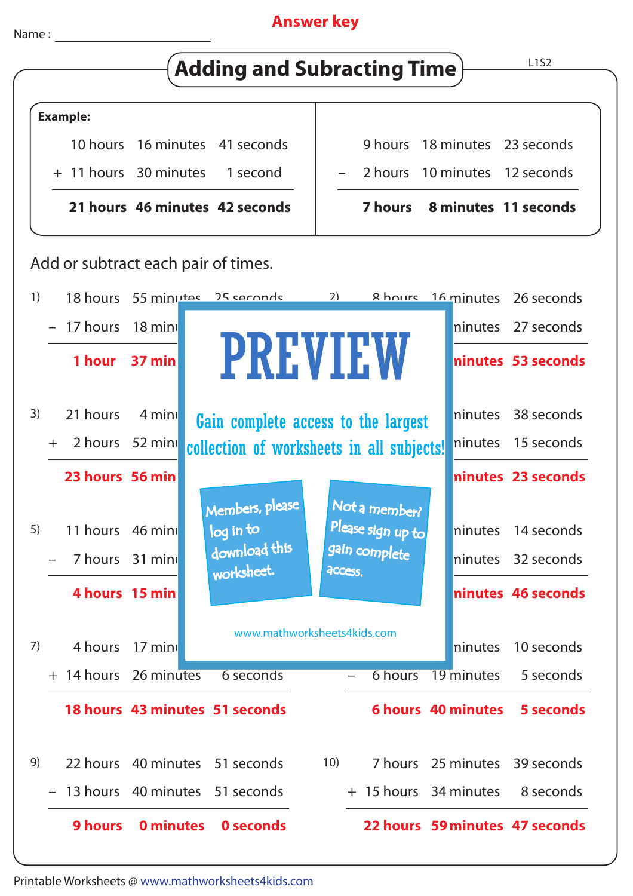Name : ____________________

**Answer key**

# Adding and Subracting Time

L1S2

**Example:**

| | | | |
|---|---|---|---|
| | 10 hours | 16 minutes | 41 seconds |
| + | 11 hours | 30 minutes | 1 second |
| | **21 hours** | **46 minutes** | **42 seconds** |

| | | | |
|---|---|---|---|
| | 9 hours | 18 minutes | 23 seconds |
| – | 2 hours | 10 minutes | 12 seconds |
| | **7 hours** | **8 minutes** | **11 seconds** |

Add or subtract each pair of times.

1)

| | | | |
|---|---|---|---|
| | 18 hours | 55 minutes | 25 seconds |
| – | 17 hours | 18 min | |
| | **1 hour** | **37 min** | |

2)

| | | | |
|---|---|---|---|
| | 8 hours | 16 minutes | 26 seconds |
| | | minutes | 27 seconds |
| | | **minutes** | **53 seconds** |

3)

| | | | |
|---|---|---|---|
| | 21 hours | 4 min | |
| + | 2 hours | 52 min | |
| | **23 hours** | **56 min** | |

4)

| | | | |
|---|---|---|---|
| | | minutes | 38 seconds |
| | | minutes | 15 seconds |
| | | **minutes** | **23 seconds** |

5)

| | | | |
|---|---|---|---|
| | 11 hours | 46 min | |
| – | 7 hours | 31 min | |
| | **4 hours** | **15 min** | |

6)

| | | | |
|---|---|---|---|
| | | minutes | 14 seconds |
| | | minutes | 32 seconds |
| | | **minutes** | **46 seconds** |

7)

| | | | |
|---|---|---|---|
| | 4 hours | 17 min | |
| + | 14 hours | 26 minutes | 6 seconds |
| | **18 hours** | **43 minutes** | **51 seconds** |

8)

| | | | |
|---|---|---|---|
| | | minutes | 10 seconds |
| – | 6 hours | 19 minutes | 5 seconds |
| | **6 hours** | **40 minutes** | **5 seconds** |

9)

| | | | |
|---|---|---|---|
| | 22 hours | 40 minutes | 51 seconds |
| – | 13 hours | 40 minutes | 51 seconds |
| | **9 hours** | **0 minutes** | **0 seconds** |

10)

| | | | |
|---|---|---|---|
| | 7 hours | 25 minutes | 39 seconds |
| + | 15 hours | 34 minutes | 8 seconds |
| | **22 hours** | **59 minutes** | **47 seconds** |

PREVIEW

Gain complete access to the largest collection of worksheets in all subjects!

Members, please log in to download this worksheet.

Not a member? Please sign up to gain complete access.

www.mathworksheets4kids.com

Printable Worksheets @ www.mathworksheets4kids.com